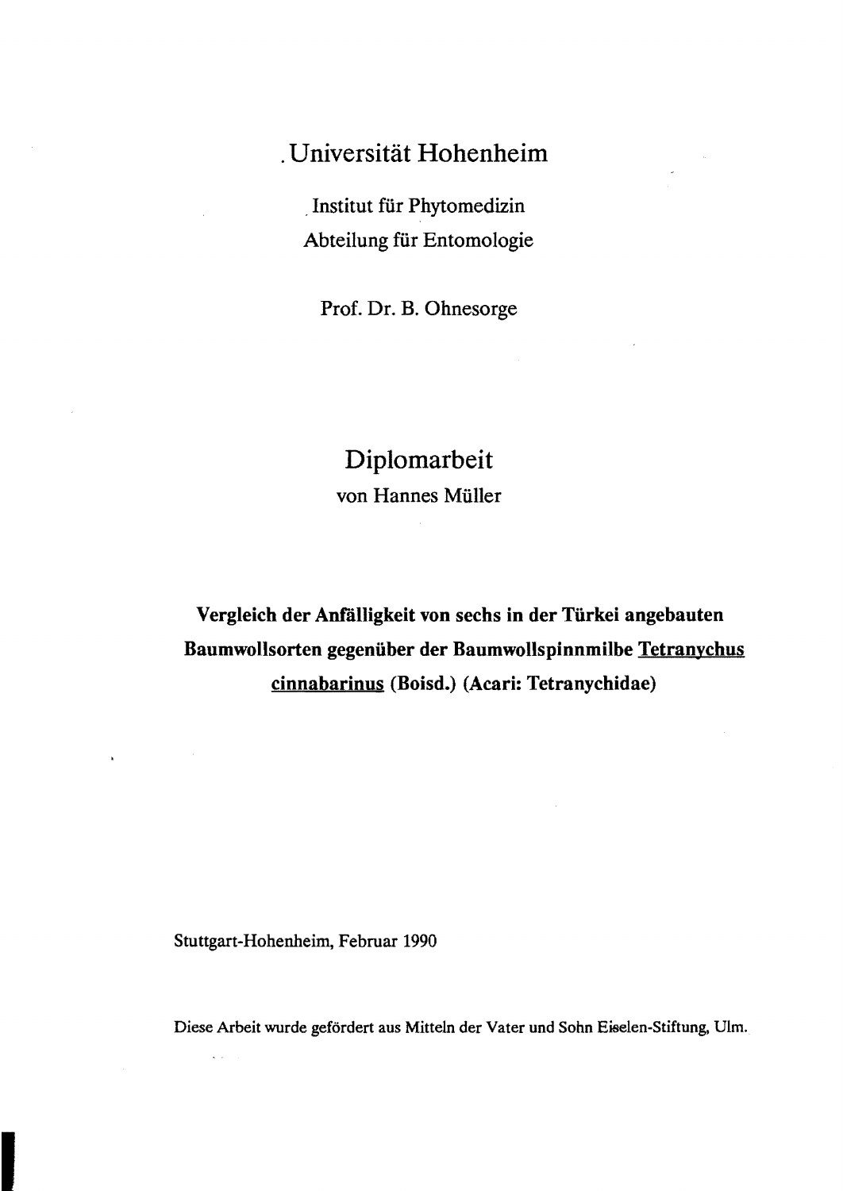# Universität Hohenheim

Institut für Phytomedizin

Abteilung für Entomologie

Prof. Dr. B. Ohnesorge

# Diplomarbeit

von Hannes Müller

**Vergleich der Anfälligkeit von sechs in der Türkei angebauten Baumwollsorten gegenüber der Baumwollspinnmilbe Tetranychus cinnabarinus (Boisd.) (Acari: Tetranychidae)**

Stuttgart-Hohenheim, Februar 1990

Diese Arbeit wurde gefördert aus Mitteln der Vater und Sohn Eiselen-Stiftung, Ulm.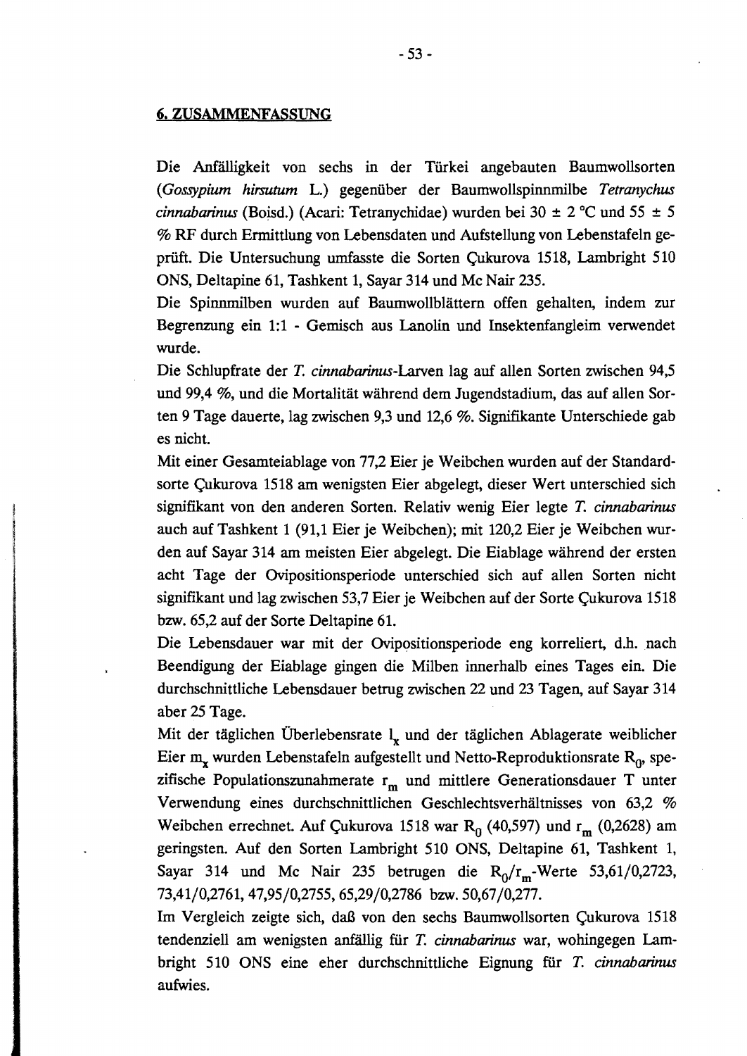## 6. ZUSAMMENFASSUNG

Die Anfälligkeit von sechs in der Türkei angebauten Baumwollsorten (*Gossypium hirsutum* L.) gegenüber der Baumwollspinnmilbe *Tetranychus cinnabarinus* (Boisd.) (Acari: Tetranychidae) wurden bei 30 ± 2 °C und 55 ± 5 % RF durch Ermittlung von Lebensdaten und Aufstellung von Lebenstafeln geprüft. Die Untersuchung umfasste die Sorten Çukurova 1518, Lambright 510 ONS, Deltapine 61, Tashkent 1, Sayar 314 und Mc Nair 235.

Die Spinnmilben wurden auf Baumwollblättern offen gehalten, indem zur Begrenzung ein 1:1 - Gemisch aus Lanolin und Insektenfangleim verwendet wurde.

Die Schlupfrate der *T. cinnabarinus*-Larven lag auf allen Sorten zwischen 94,5 und 99,4 %, und die Mortalität während dem Jugendstadium, das auf allen Sorten 9 Tage dauerte, lag zwischen 9,3 und 12,6 %. Signifikante Unterschiede gab es nicht.

Mit einer Gesamteiablage von 77,2 Eier je Weibchen wurden auf der Standardsorte Çukurova 1518 am wenigsten Eier abgelegt, dieser Wert unterschied sich signifikant von den anderen Sorten. Relativ wenig Eier legte *T. cinnabarinus* auch auf Tashkent 1 (91,1 Eier je Weibchen); mit 120,2 Eier je Weibchen wurden auf Sayar 314 am meisten Eier abgelegt. Die Eiablage während der ersten acht Tage der Ovipositionsperiode unterschied sich auf allen Sorten nicht signifikant und lag zwischen 53,7 Eier je Weibchen auf der Sorte Çukurova 1518 bzw. 65,2 auf der Sorte Deltapine 61.

Die Lebensdauer war mit der Ovipositionsperiode eng korreliert, d.h. nach Beendigung der Eiablage gingen die Milben innerhalb eines Tages ein. Die durchschnittliche Lebensdauer betrug zwischen 22 und 23 Tagen, auf Sayar 314 aber 25 Tage.

Mit der täglichen Überlebensrate $l_x$ und der täglichen Ablagerate weiblicher Eier $m_x$ wurden Lebenstafeln aufgestellt und Netto-Reproduktionsrate $R_0$, spezifische Populationszunahmerate $r_m$ und mittlere Generationsdauer T unter Verwendung eines durchschnittlichen Geschlechtsverhältnisses von 63,2 % Weibchen errechnet. Auf Çukurova 1518 war $R_0$ (40,597) und $r_m$ (0,2628) am geringsten. Auf den Sorten Lambright 510 ONS, Deltapine 61, Tashkent 1, Sayar 314 und Mc Nair 235 betrugen die $R_0/r_m$-Werte 53,61/0,2723, 73,41/0,2761, 47,95/0,2755, 65,29/0,2786 bzw. 50,67/0,277.

Im Vergleich zeigte sich, daß von den sechs Baumwollsorten Çukurova 1518 tendenziell am wenigsten anfällig für *T. cinnabarinus* war, wohingegen Lambright 510 ONS eine eher durchschnittliche Eignung für *T. cinnabarinus* aufwies.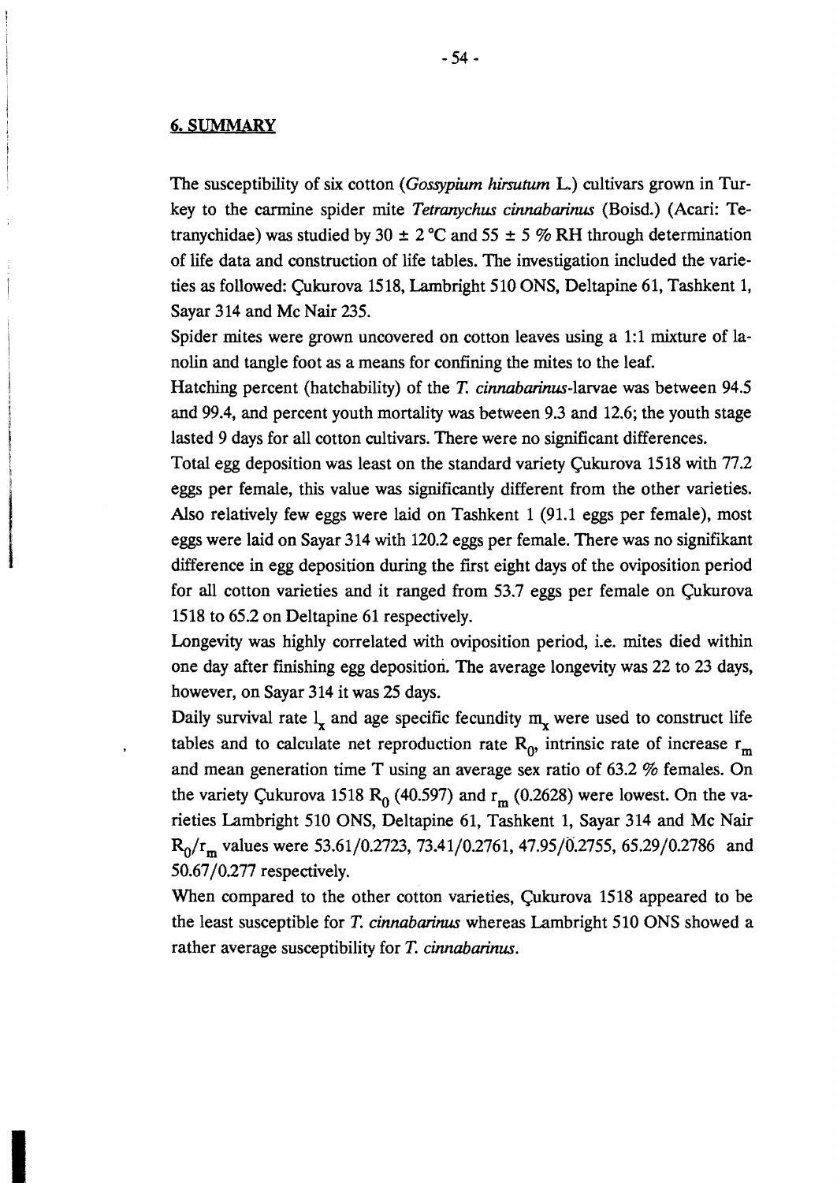## 6. SUMMARY

The susceptibility of six cotton (*Gossypium hirsutum* L.) cultivars grown in Turkey to the carmine spider mite *Tetranychus cinnabarinus* (Boisd.) (Acari: Tetranychidae) was studied by 30 ± 2 °C and 55 ± 5 % RH through determination of life data and construction of life tables. The investigation included the varieties as followed: Çukurova 1518, Lambright 510 ONS, Deltapine 61, Tashkent 1, Sayar 314 and Mc Nair 235.

Spider mites were grown uncovered on cotton leaves using a 1:1 mixture of lanolin and tangle foot as a means for confining the mites to the leaf.

Hatching percent (hatchability) of the *T. cinnabarinus*-larvae was between 94.5 and 99.4, and percent youth mortality was between 9.3 and 12.6; the youth stage lasted 9 days for all cotton cultivars. There were no significant differences.

Total egg deposition was least on the standard variety Çukurova 1518 with 77.2 eggs per female, this value was significantly different from the other varieties. Also relatively few eggs were laid on Tashkent 1 (91.1 eggs per female), most eggs were laid on Sayar 314 with 120.2 eggs per female. There was no signifikant difference in egg deposition during the first eight days of the oviposition period for all cotton varieties and it ranged from 53.7 eggs per female on Çukurova 1518 to 65.2 on Deltapine 61 respectively.

Longevity was highly correlated with oviposition period, i.e. mites died within one day after finishing egg deposition. The average longevity was 22 to 23 days, however, on Sayar 314 it was 25 days.

Daily survival rate $l_x$ and age specific fecundity $m_x$ were used to construct life tables and to calculate net reproduction rate $R_0$, intrinsic rate of increase $r_m$ and mean generation time T using an average sex ratio of 63.2 % females. On the variety Çukurova 1518 $R_0$ (40.597) and $r_m$ (0.2628) were lowest. On the varieties Lambright 510 ONS, Deltapine 61, Tashkent 1, Sayar 314 and Mc Nair $R_0/r_m$ values were 53.61/0.2723, 73.41/0.2761, 47.95/0.2755, 65.29/0.2786 and 50.67/0.277 respectively.

When compared to the other cotton varieties, Çukurova 1518 appeared to be the least susceptible for *T. cinnabarinus* whereas Lambright 510 ONS showed a rather average susceptibility for *T. cinnabarinus*.